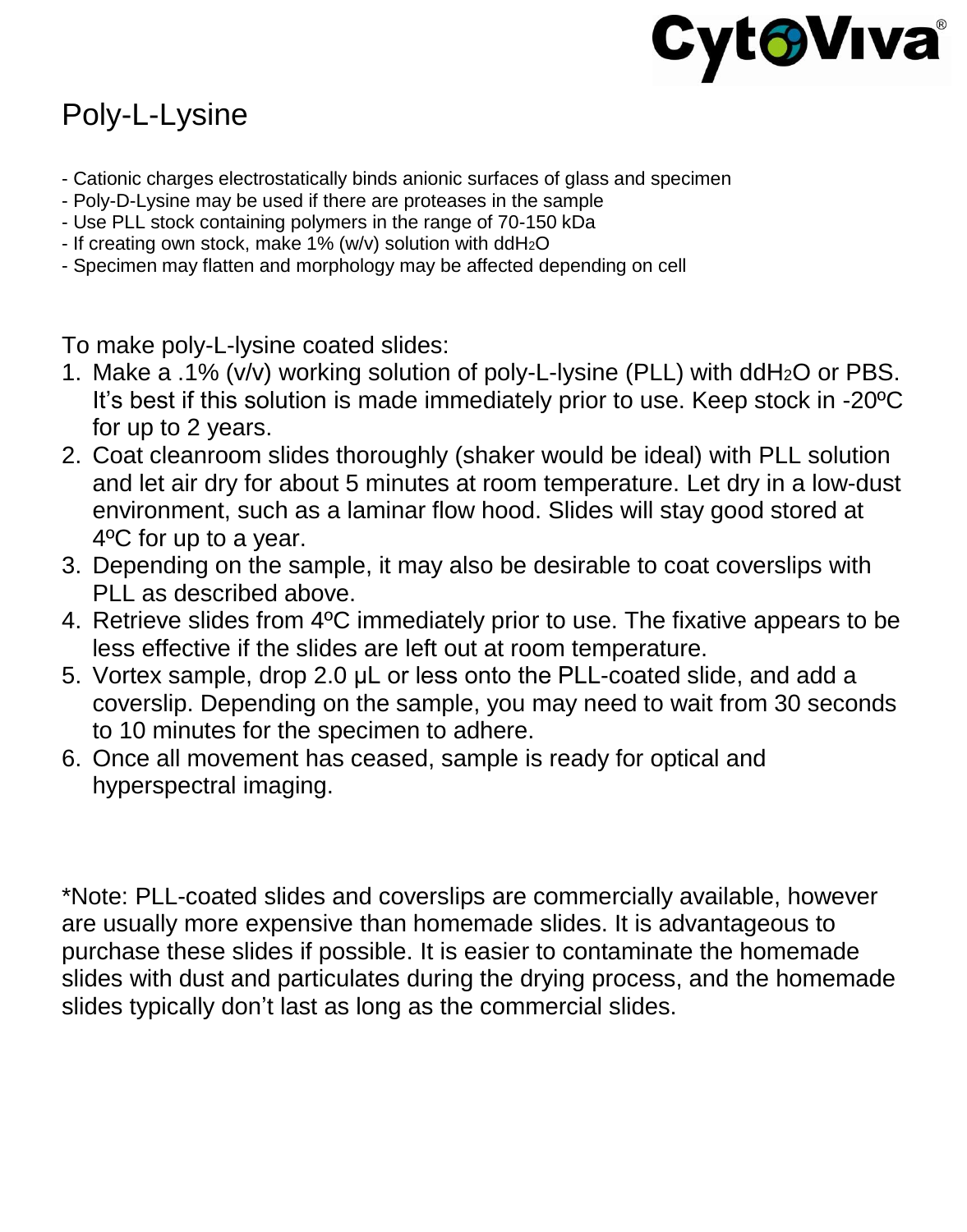CytoViva®

# Poly-L-Lysine

- Cationic charges electrostatically binds anionic surfaces of glass and specimen
- Poly-D-Lysine may be used if there are proteases in the sample
- Use PLL stock containing polymers in the range of 70-150 kDa
- If creating own stock, make 1% (w/v) solution with $ddH_2O$
- Specimen may flatten and morphology may be affected depending on cell

To make poly-L-lysine coated slides:

1. Make a .1% (v/v) working solution of poly-L-lysine (PLL) with $ddH_2O$ or PBS. It's best if this solution is made immediately prior to use. Keep stock in -20ºC for up to 2 years.
2. Coat cleanroom slides thoroughly (shaker would be ideal) with PLL solution and let air dry for about 5 minutes at room temperature. Let dry in a low-dust environment, such as a laminar flow hood. Slides will stay good stored at 4ºC for up to a year.
3. Depending on the sample, it may also be desirable to coat coverslips with PLL as described above.
4. Retrieve slides from 4ºC immediately prior to use. The fixative appears to be less effective if the slides are left out at room temperature.
5. Vortex sample, drop 2.0 μL or less onto the PLL-coated slide, and add a coverslip. Depending on the sample, you may need to wait from 30 seconds to 10 minutes for the specimen to adhere.
6. Once all movement has ceased, sample is ready for optical and hyperspectral imaging.

*Note: PLL-coated slides and coverslips are commercially available, however are usually more expensive than homemade slides. It is advantageous to purchase these slides if possible. It is easier to contaminate the homemade slides with dust and particulates during the drying process, and the homemade slides typically don't last as long as the commercial slides.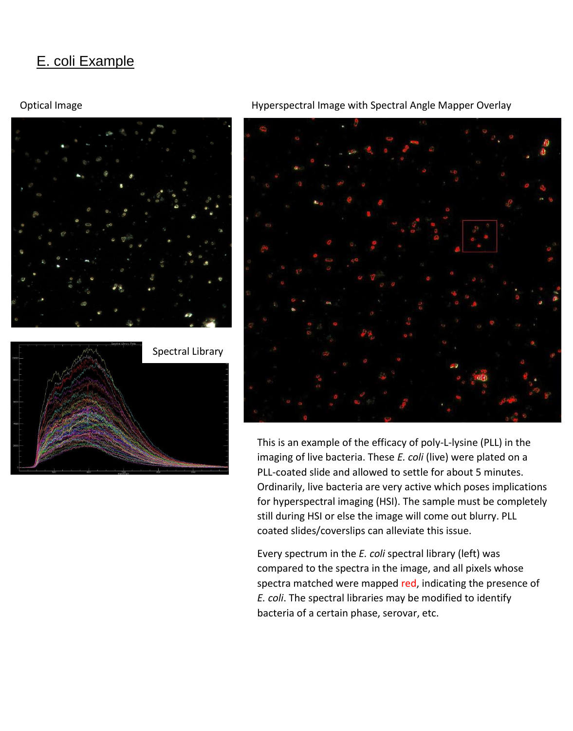# E. coli Example

Optical Image

Hyperspectral Image with Spectral Angle Mapper Overlay

Spectral Library

This is an example of the efficacy of poly-L-lysine (PLL) in the imaging of live bacteria. These *E. coli* (live) were plated on a PLL-coated slide and allowed to settle for about 5 minutes. Ordinarily, live bacteria are very active which poses implications for hyperspectral imaging (HSI). The sample must be completely still during HSI or else the image will come out blurry. PLL coated slides/coverslips can alleviate this issue.

Every spectrum in the *E. coli* spectral library (left) was compared to the spectra in the image, and all pixels whose spectra matched were mapped red, indicating the presence of *E. coli*. The spectral libraries may be modified to identify bacteria of a certain phase, serovar, etc.